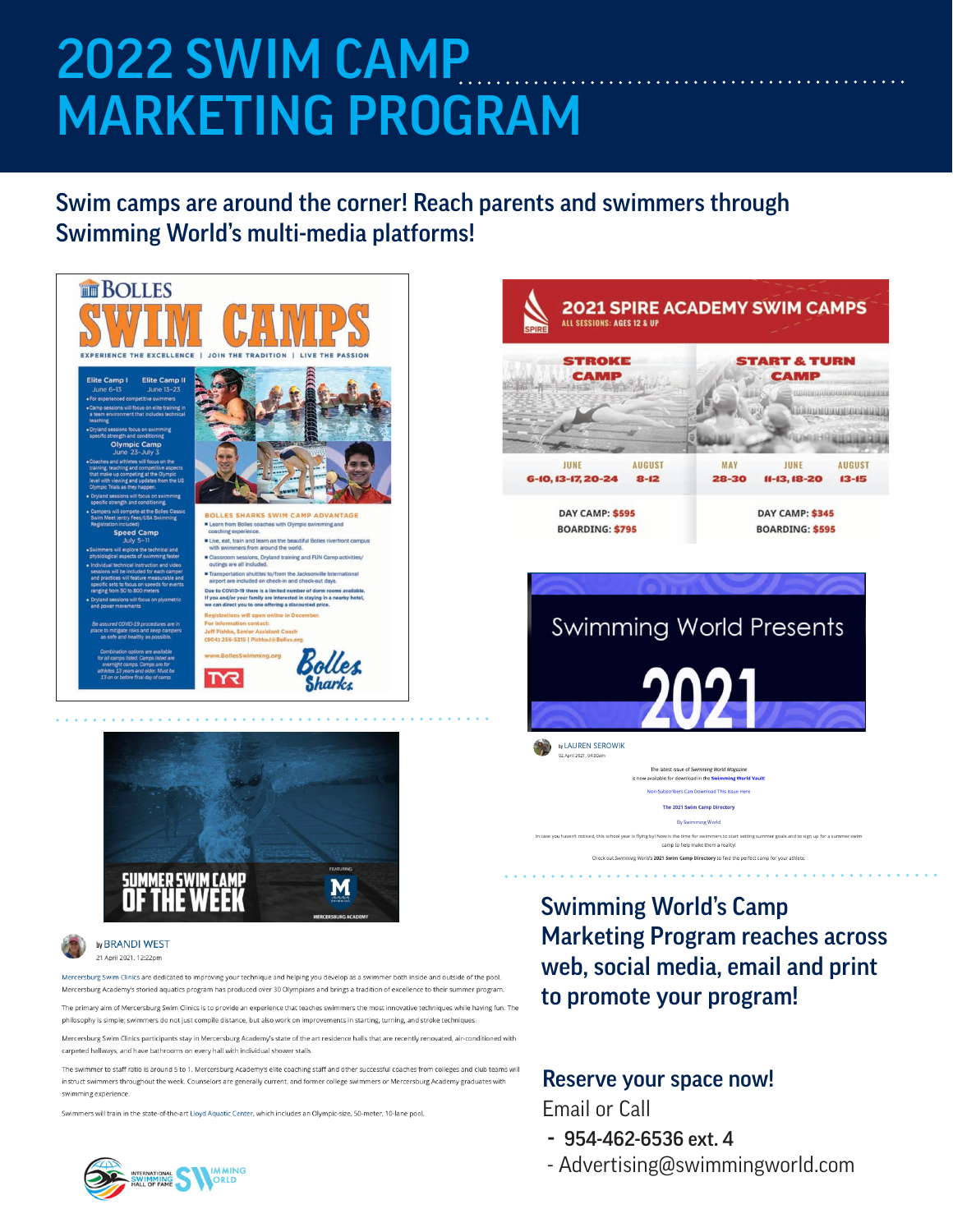# 2022 SWIM CAMP MARKETING PROGRAM

## Swim camps are around the corner! Reach parents and swimmers through Swimming World's multi-media platforms!

## Swimming World's Camp Marketing Program reaches across web, social media, email and print to promote your program!

### Reserve your space now!

Email or Call

- 954-462-6536 ext. 4
- Advertising@swimmingworld.com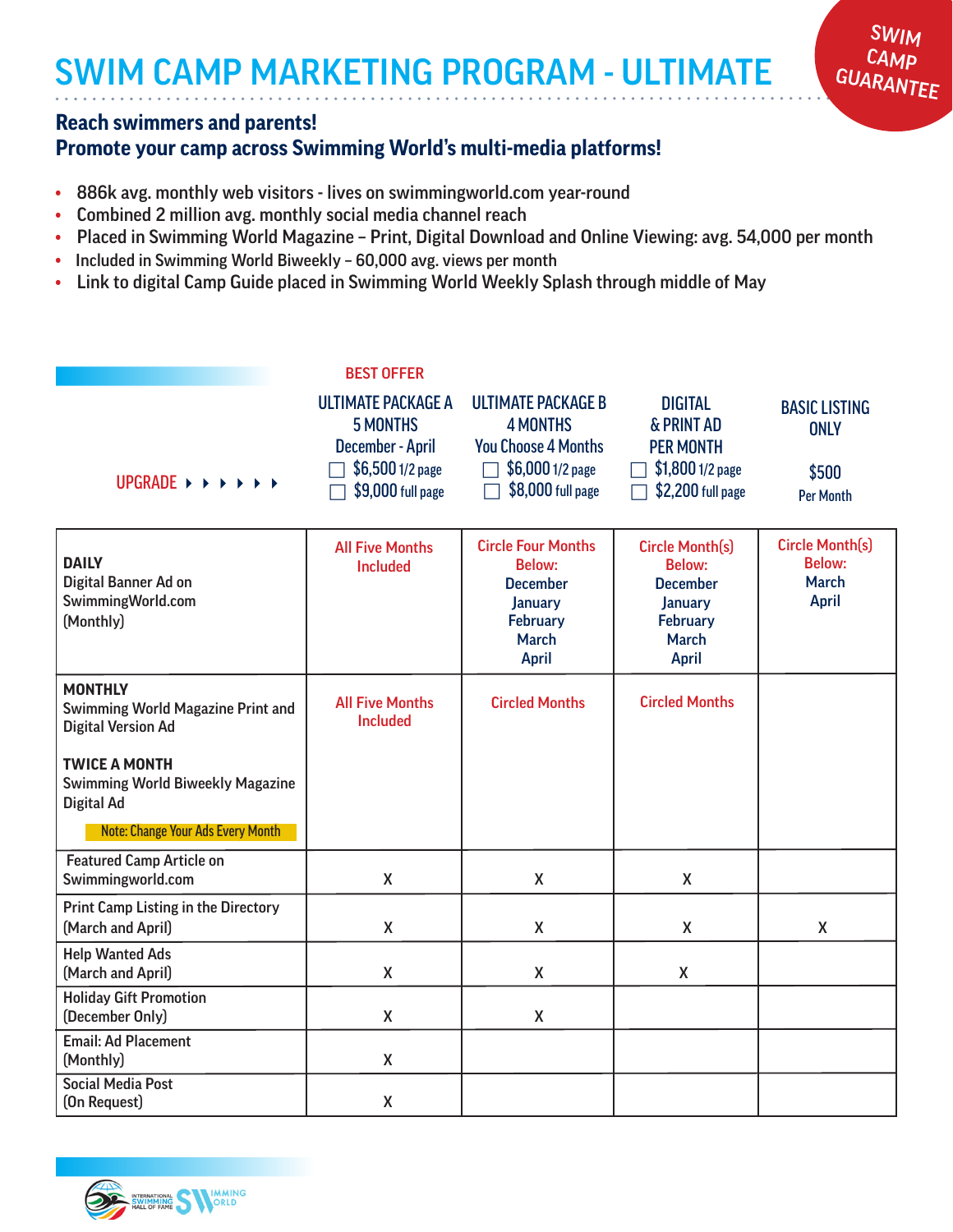# SWIM CAMP MARKETING PROGRAM - ULTIMATE

SWIM CAMP GUARANTEE

**Reach swimmers and parents!**
**Promote your camp across Swimming World's multi-media platforms!**

- 886k avg. monthly web visitors - lives on swimmingworld.com year-round
- Combined 2 million avg. monthly social media channel reach
- Placed in Swimming World Magazine – Print, Digital Download and Online Viewing: avg. 54,000 per month
- Included in Swimming World Biweekly – 60,000 avg. views per month
- Link to digital Camp Guide placed in Swimming World Weekly Splash through middle of May

| UPGRADE ▸ ▸ ▸ ▸ ▸ ▸ | BEST OFFER<br>ULTIMATE PACKAGE A<br>5 MONTHS<br>December - April<br>☐ $6,500 1/2 page<br>☐ $9,000 full page | ULTIMATE PACKAGE B<br>4 MONTHS<br>You Choose 4 Months<br>☐ $6,000 1/2 page<br>☐ $8,000 full page | DIGITAL<br>& PRINT AD<br>PER MONTH<br>☐ $1,800 1/2 page<br>☐ $2,200 full page | BASIC LISTING ONLY<br>$500<br>Per Month |
|---|---|---|---|---|
| **DAILY**<br>Digital Banner Ad on SwimmingWorld.com (Monthly) | All Five Months Included | Circle Four Months Below:<br>December<br>January<br>February<br>March<br>April | Circle Month(s) Below:<br>December<br>January<br>February<br>March<br>April | Circle Month(s) Below:<br>March<br>April |
| **MONTHLY**<br>Swimming World Magazine Print and Digital Version Ad<br><br>**TWICE A MONTH**<br>Swimming World Biweekly Magazine Digital Ad<br><br>Note: Change Your Ads Every Month | All Five Months Included | Circled Months | Circled Months | |
| Featured Camp Article on Swimmingworld.com | X | X | X | |
| Print Camp Listing in the Directory (March and April) | X | X | X | X |
| Help Wanted Ads (March and April) | X | X | X | |
| Holiday Gift Promotion (December Only) | X | X | | |
| Email: Ad Placement (Monthly) | X | | | |
| Social Media Post (On Request) | X | | | |

INTERNATIONAL SWIMMING HALL OF FAME | SWIMMING WORLD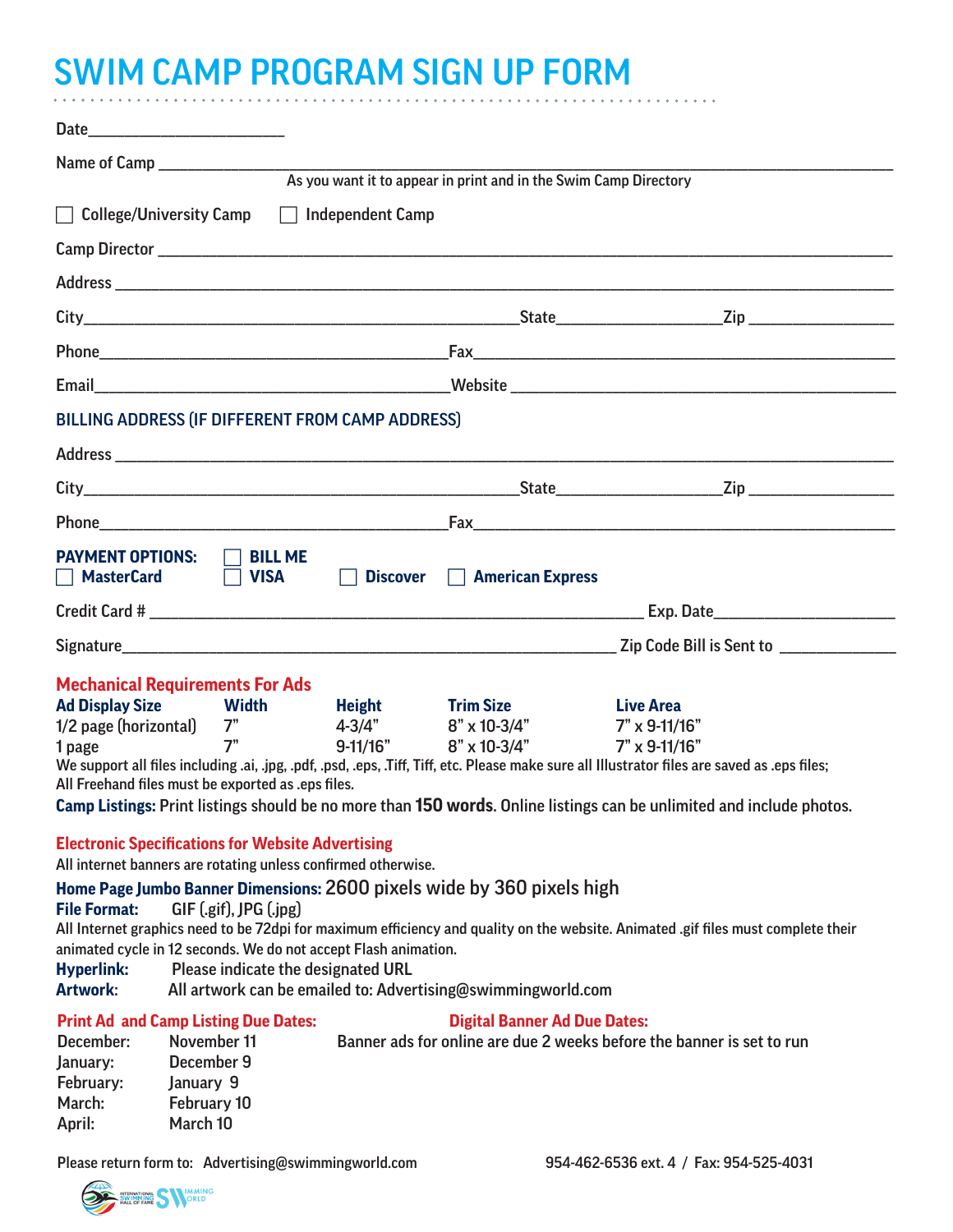# SWIM CAMP PROGRAM SIGN UP FORM

Date______________________

Name of Camp ___________________________________________________________________________

As you want it to appear in print and in the Swim Camp Directory

☐ College/University Camp ☐ Independent Camp

Camp Director ___________________________________________________________________________

Address ________________________________________________________________________________

City_____________________________________________State__________________Zip ________________

Phone_______________________________________Fax_____________________________________________

Email_______________________________________Website __________________________________________

## BILLING ADDRESS (IF DIFFERENT FROM CAMP ADDRESS)

Address ________________________________________________________________________________

City_____________________________________________State__________________Zip ________________

Phone_______________________________________Fax_____________________________________________

**PAYMENT OPTIONS:** ☐ **BILL ME**

☐ **MasterCard** ☐ **VISA** ☐ **Discover** ☐ **American Express**

Credit Card # ________________________________________________________ Exp. Date____________________

Signature_____________________________________________________ Zip Code Bill is Sent to _____________

### Mechanical Requirements For Ads

| Ad Display Size | Width | Height | Trim Size | Live Area |
|---|---|---|---|---|
| 1/2 page (horizontal) | 7" | 4-3/4" | 8" x 10-3/4" | 7" x 9-11/16" |
| 1 page | 7" | 9-11/16" | 8" x 10-3/4" | 7" x 9-11/16" |

We support all files including .ai, .jpg, .pdf, .psd, .eps, .Tiff, Tiff, etc. Please make sure all Illustrator files are saved as .eps files; All Freehand files must be exported as .eps files.

**Camp Listings:** Print listings should be no more than **150 words**. Online listings can be unlimited and include photos.

### Electronic Specifications for Website Advertising

All internet banners are rotating unless confirmed otherwise.

**Home Page Jumbo Banner Dimensions:** 2600 pixels wide by 360 pixels high

**File Format:** GIF (.gif), JPG (.jpg)

All Internet graphics need to be 72dpi for maximum efficiency and quality on the website. Animated .gif files must complete their animated cycle in 12 seconds. We do not accept Flash animation.

**Hyperlink:** Please indicate the designated URL

**Artwork:** All artwork can be emailed to: Advertising@swimmingworld.com

### Print Ad and Camp Listing Due Dates:

| | |
|---|---|
| December: | November 11 |
| January: | December 9 |
| February: | January 9 |
| March: | February 10 |
| April: | March 10 |

### Digital Banner Ad Due Dates:

Banner ads for online are due 2 weeks before the banner is set to run

Please return form to: Advertising@swimmingworld.com

954-462-6536 ext. 4 / Fax: 954-525-4031